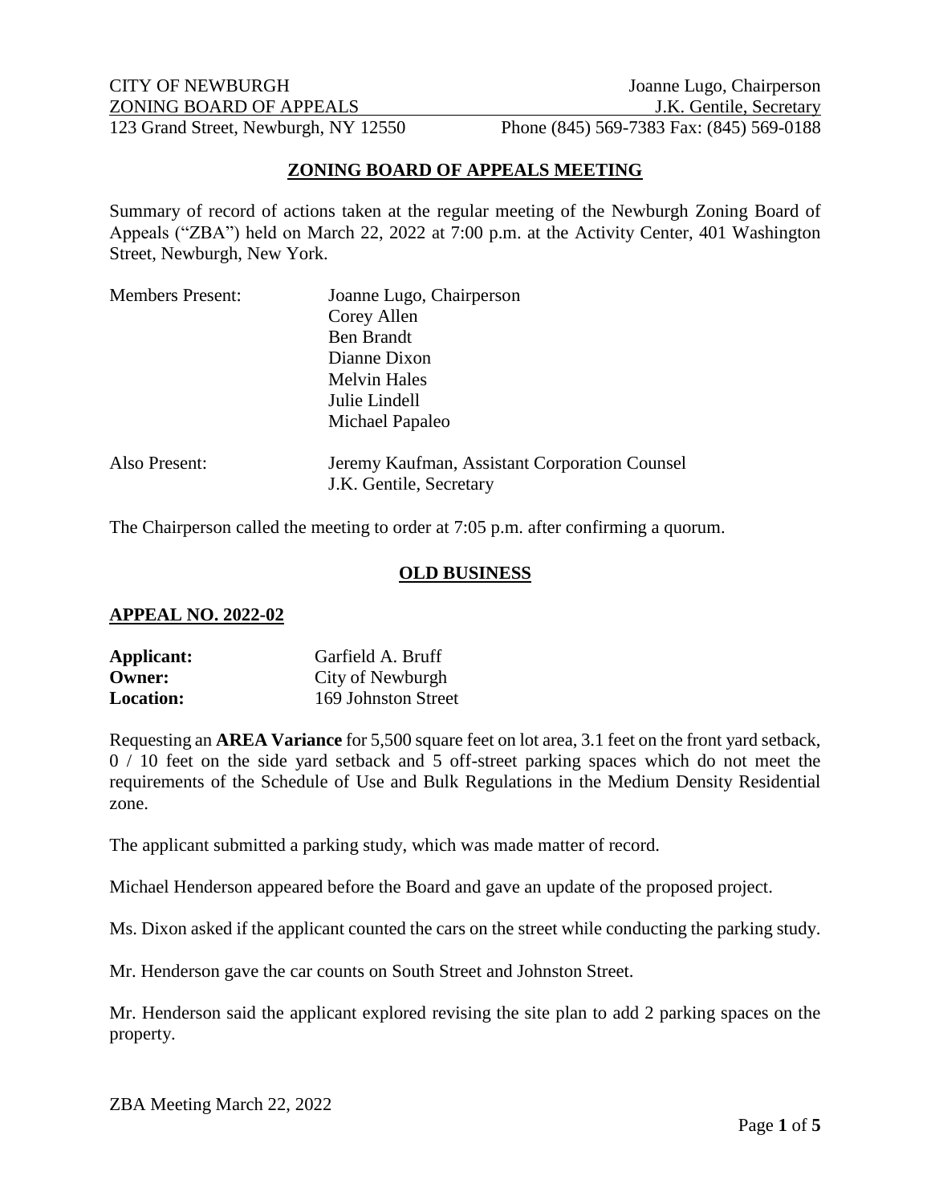CITY OF NEWBURGH | Joanne Lugo, Chairperson
ZONING BOARD OF APPEALS | J.K. Gentile, Secretary
123 Grand Street, Newburgh, NY 12550 | Phone (845) 569-7383 Fax: (845) 569-0188

## ZONING BOARD OF APPEALS MEETING

Summary of record of actions taken at the regular meeting of the Newburgh Zoning Board of Appeals ("ZBA") held on March 22, 2022 at 7:00 p.m. at the Activity Center, 401 Washington Street, Newburgh, New York.

| Members Present: | Joanne Lugo, Chairperson |
| --- | --- |
| | Corey Allen |
| | Ben Brandt |
| | Dianne Dixon |
| | Melvin Hales |
| | Julie Lindell |
| | Michael Papaleo |
| Also Present: | Jeremy Kaufman, Assistant Corporation Counsel |
| | J.K. Gentile, Secretary |

The Chairperson called the meeting to order at 7:05 p.m. after confirming a quorum.

## OLD BUSINESS

### APPEAL NO. 2022-02

**Applicant:** Garfield A. Bruff
**Owner:** City of Newburgh
**Location:** 169 Johnston Street

Requesting an **AREA Variance** for 5,500 square feet on lot area, 3.1 feet on the front yard setback, 0 / 10 feet on the side yard setback and 5 off-street parking spaces which do not meet the requirements of the Schedule of Use and Bulk Regulations in the Medium Density Residential zone.

The applicant submitted a parking study, which was made matter of record.

Michael Henderson appeared before the Board and gave an update of the proposed project.

Ms. Dixon asked if the applicant counted the cars on the street while conducting the parking study.

Mr. Henderson gave the car counts on South Street and Johnston Street.

Mr. Henderson said the applicant explored revising the site plan to add 2 parking spaces on the property.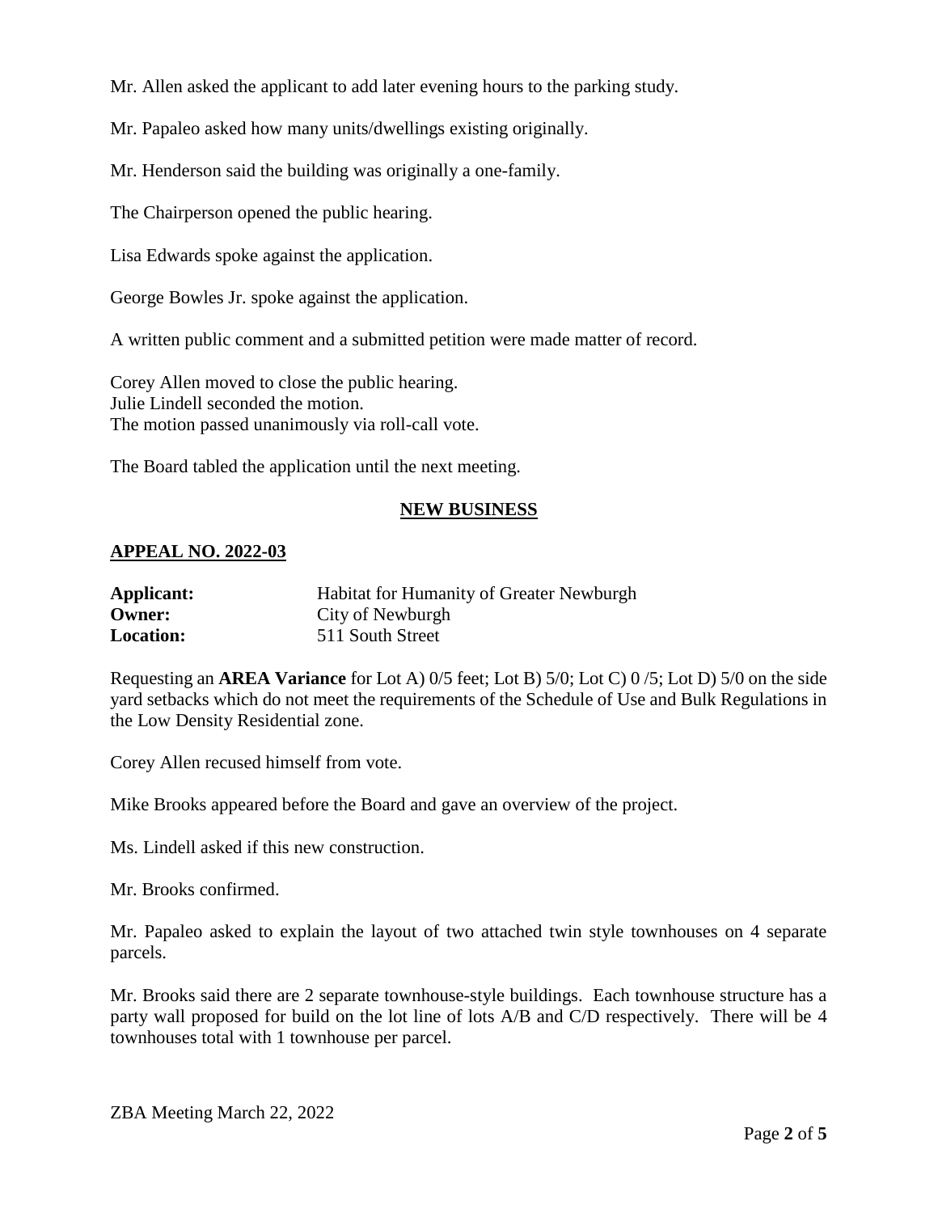Mr. Allen asked the applicant to add later evening hours to the parking study.

Mr. Papaleo asked how many units/dwellings existing originally.

Mr. Henderson said the building was originally a one-family.

The Chairperson opened the public hearing.

Lisa Edwards spoke against the application.

George Bowles Jr. spoke against the application.

A written public comment and a submitted petition were made matter of record.

Corey Allen moved to close the public hearing.
Julie Lindell seconded the motion.
The motion passed unanimously via roll-call vote.

The Board tabled the application until the next meeting.

## NEW BUSINESS

### APPEAL NO. 2022-03

**Applicant:** Habitat for Humanity of Greater Newburgh
**Owner:** City of Newburgh
**Location:** 511 South Street

Requesting an **AREA Variance** for Lot A) 0/5 feet; Lot B) 5/0; Lot C) 0 /5; Lot D) 5/0 on the side yard setbacks which do not meet the requirements of the Schedule of Use and Bulk Regulations in the Low Density Residential zone.

Corey Allen recused himself from vote.

Mike Brooks appeared before the Board and gave an overview of the project.

Ms. Lindell asked if this new construction.

Mr. Brooks confirmed.

Mr. Papaleo asked to explain the layout of two attached twin style townhouses on 4 separate parcels.

Mr. Brooks said there are 2 separate townhouse-style buildings. Each townhouse structure has a party wall proposed for build on the lot line of lots A/B and C/D respectively. There will be 4 townhouses total with 1 townhouse per parcel.

ZBA Meeting March 22, 2022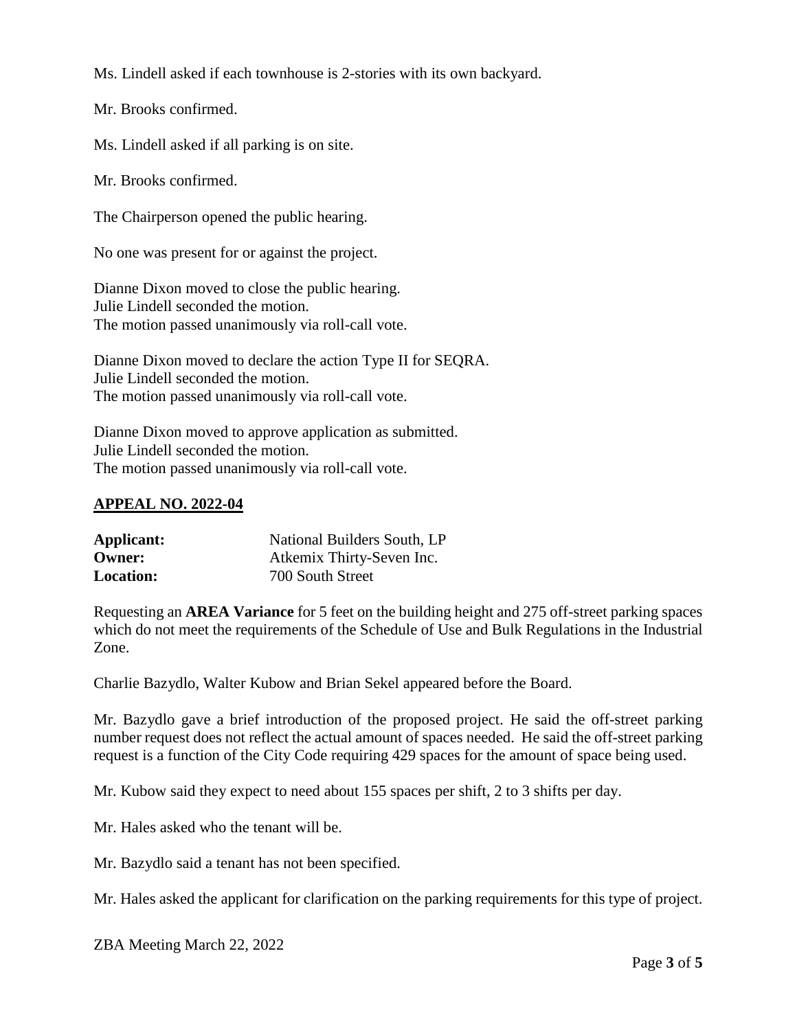Ms. Lindell asked if each townhouse is 2-stories with its own backyard.

Mr. Brooks confirmed.

Ms. Lindell asked if all parking is on site.

Mr. Brooks confirmed.

The Chairperson opened the public hearing.

No one was present for or against the project.

Dianne Dixon moved to close the public hearing.
Julie Lindell seconded the motion.
The motion passed unanimously via roll-call vote.

Dianne Dixon moved to declare the action Type II for SEQRA.
Julie Lindell seconded the motion.
The motion passed unanimously via roll-call vote.

Dianne Dixon moved to approve application as submitted.
Julie Lindell seconded the motion.
The motion passed unanimously via roll-call vote.

## APPEAL NO. 2022-04

**Applicant:** National Builders South, LP
**Owner:** Atkemix Thirty-Seven Inc.
**Location:** 700 South Street

Requesting an **AREA Variance** for 5 feet on the building height and 275 off-street parking spaces which do not meet the requirements of the Schedule of Use and Bulk Regulations in the Industrial Zone.

Charlie Bazydlo, Walter Kubow and Brian Sekel appeared before the Board.

Mr. Bazydlo gave a brief introduction of the proposed project. He said the off-street parking number request does not reflect the actual amount of spaces needed. He said the off-street parking request is a function of the City Code requiring 429 spaces for the amount of space being used.

Mr. Kubow said they expect to need about 155 spaces per shift, 2 to 3 shifts per day.

Mr. Hales asked who the tenant will be.

Mr. Bazydlo said a tenant has not been specified.

Mr. Hales asked the applicant for clarification on the parking requirements for this type of project.

ZBA Meeting March 22, 2022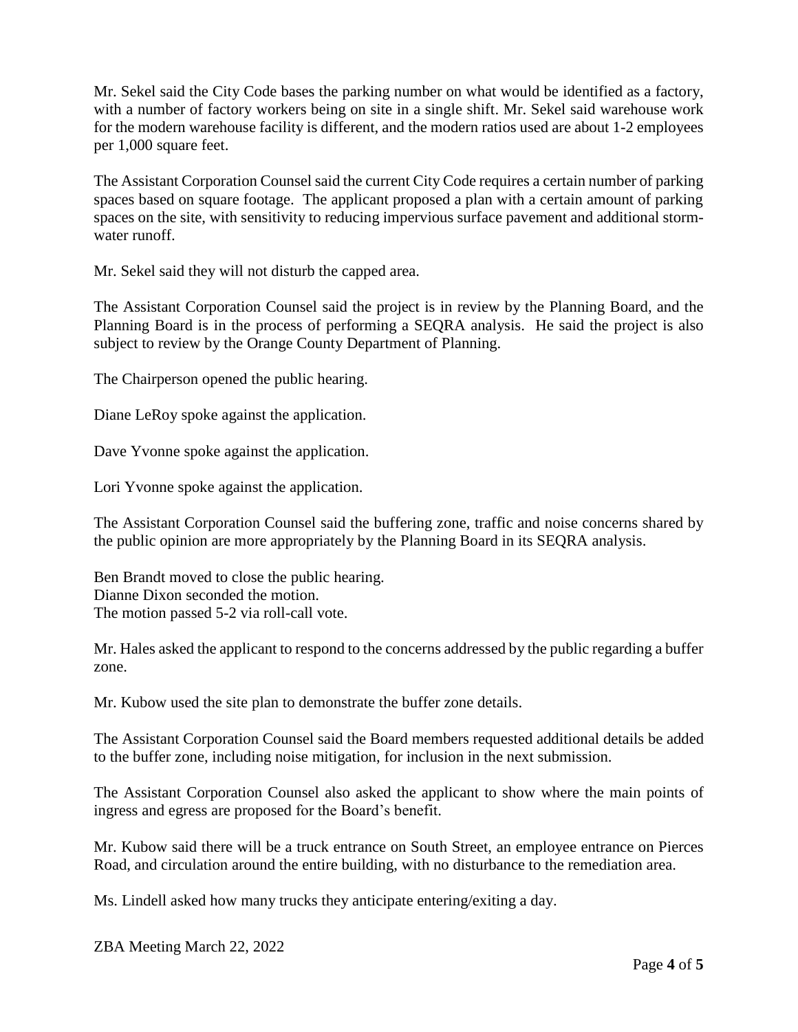Mr. Sekel said the City Code bases the parking number on what would be identified as a factory, with a number of factory workers being on site in a single shift. Mr. Sekel said warehouse work for the modern warehouse facility is different, and the modern ratios used are about 1-2 employees per 1,000 square feet.

The Assistant Corporation Counsel said the current City Code requires a certain number of parking spaces based on square footage. The applicant proposed a plan with a certain amount of parking spaces on the site, with sensitivity to reducing impervious surface pavement and additional storm-water runoff.

Mr. Sekel said they will not disturb the capped area.

The Assistant Corporation Counsel said the project is in review by the Planning Board, and the Planning Board is in the process of performing a SEQRA analysis. He said the project is also subject to review by the Orange County Department of Planning.

The Chairperson opened the public hearing.

Diane LeRoy spoke against the application.

Dave Yvonne spoke against the application.

Lori Yvonne spoke against the application.

The Assistant Corporation Counsel said the buffering zone, traffic and noise concerns shared by the public opinion are more appropriately by the Planning Board in its SEQRA analysis.

Ben Brandt moved to close the public hearing.
Dianne Dixon seconded the motion.
The motion passed 5-2 via roll-call vote.

Mr. Hales asked the applicant to respond to the concerns addressed by the public regarding a buffer zone.

Mr. Kubow used the site plan to demonstrate the buffer zone details.

The Assistant Corporation Counsel said the Board members requested additional details be added to the buffer zone, including noise mitigation, for inclusion in the next submission.

The Assistant Corporation Counsel also asked the applicant to show where the main points of ingress and egress are proposed for the Board's benefit.

Mr. Kubow said there will be a truck entrance on South Street, an employee entrance on Pierces Road, and circulation around the entire building, with no disturbance to the remediation area.

Ms. Lindell asked how many trucks they anticipate entering/exiting a day.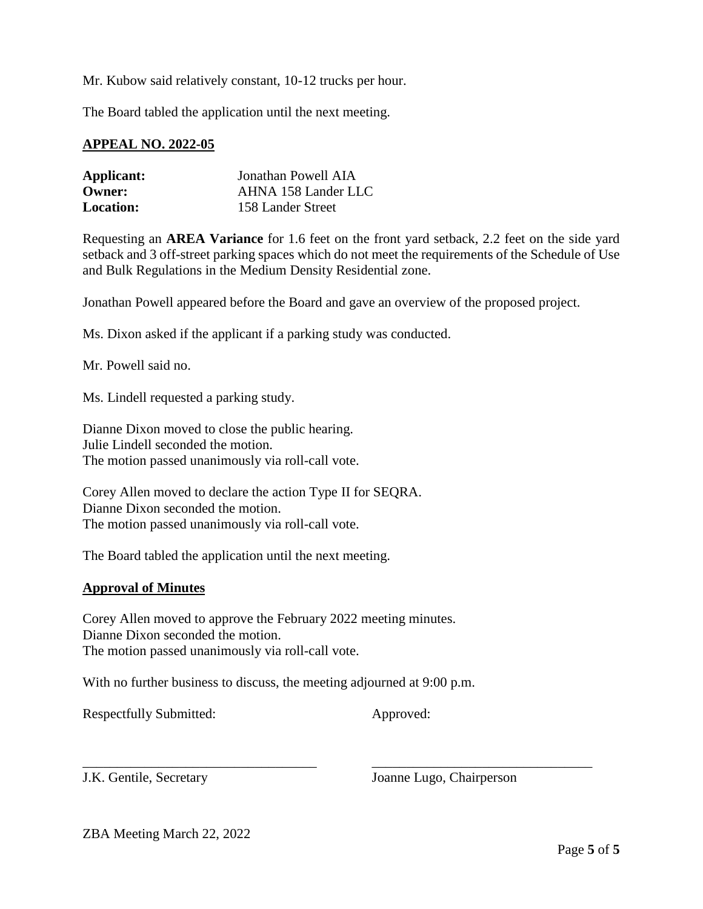Mr. Kubow said relatively constant, 10-12 trucks per hour.

The Board tabled the application until the next meeting.

## APPEAL NO. 2022-05

| | |
|---|---|
| **Applicant:** | Jonathan Powell AIA |
| **Owner:** | AHNA 158 Lander LLC |
| **Location:** | 158 Lander Street |

Requesting an **AREA Variance** for 1.6 feet on the front yard setback, 2.2 feet on the side yard setback and 3 off-street parking spaces which do not meet the requirements of the Schedule of Use and Bulk Regulations in the Medium Density Residential zone.

Jonathan Powell appeared before the Board and gave an overview of the proposed project.

Ms. Dixon asked if the applicant if a parking study was conducted.

Mr. Powell said no.

Ms. Lindell requested a parking study.

Dianne Dixon moved to close the public hearing.
Julie Lindell seconded the motion.
The motion passed unanimously via roll-call vote.

Corey Allen moved to declare the action Type II for SEQRA.
Dianne Dixon seconded the motion.
The motion passed unanimously via roll-call vote.

The Board tabled the application until the next meeting.

## Approval of Minutes

Corey Allen moved to approve the February 2022 meeting minutes.
Dianne Dixon seconded the motion.
The motion passed unanimously via roll-call vote.

With no further business to discuss, the meeting adjourned at 9:00 p.m.

Respectfully Submitted: Approved:

___________________________________ ___________________________________

J.K. Gentile, Secretary Joanne Lugo, Chairperson

ZBA Meeting March 22, 2022